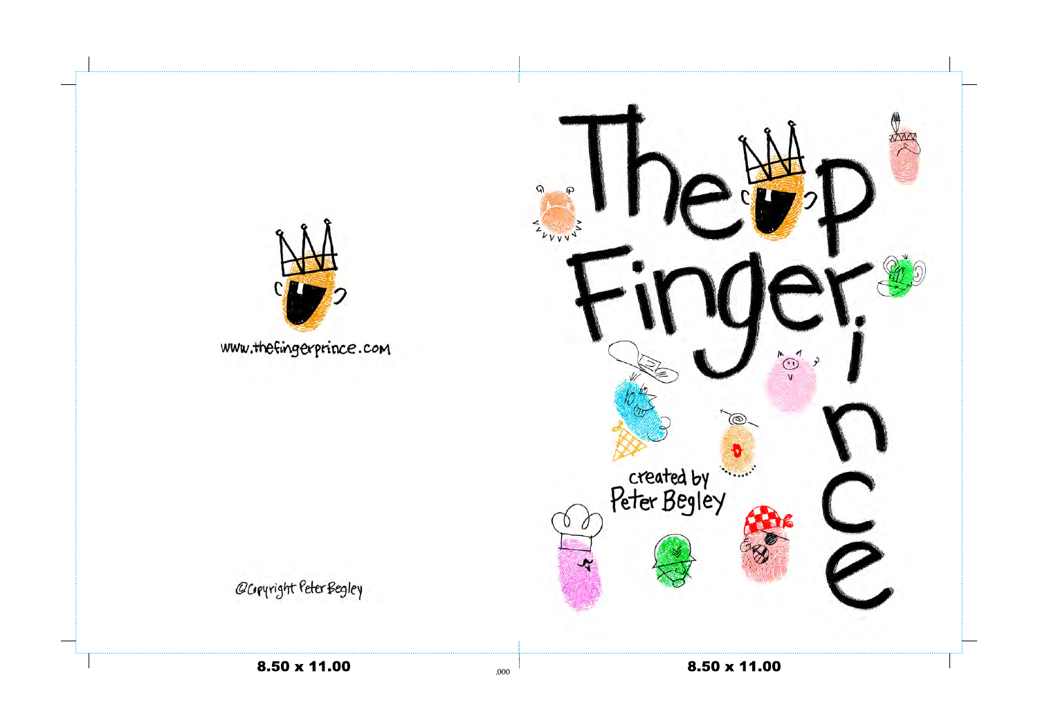www.thefingerprince.com

@Copyright Peter Begley

# The Finger Prince

created by
Peter Begley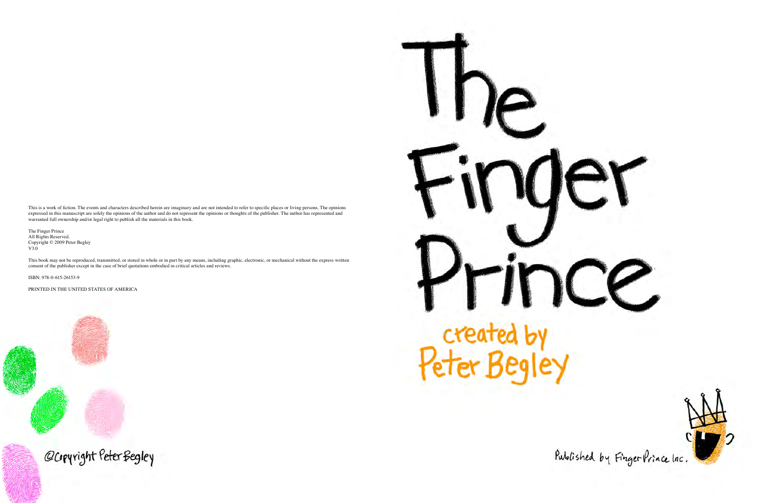This is a work of fiction. The events and characters described herein are imaginary and are not intended to refer to specific places or living persons. The opinions expressed in this manuscript are solely the opinions of the author and do not represent the opinions or thoughts of the publisher. The author has represented and warranted full ownership and/or legal right to publish all the materials in this book.

The Finger Prince
All Rights Reserved.
Copyright © 2009 Peter Begley
V3.0

This book may not be reproduced, transmitted, or stored in whole or in part by any means, including graphic, electronic, or mechanical without the express written consent of the publisher except in the case of brief quotations embodied in critical articles and reviews.

ISBN: 978-0-615-26153-9

PRINTED IN THE UNITED STATES OF AMERICA

@Copyright Peter Begley

# The Finger Prince

created by
Peter Begley

Published by Finger Prince Inc.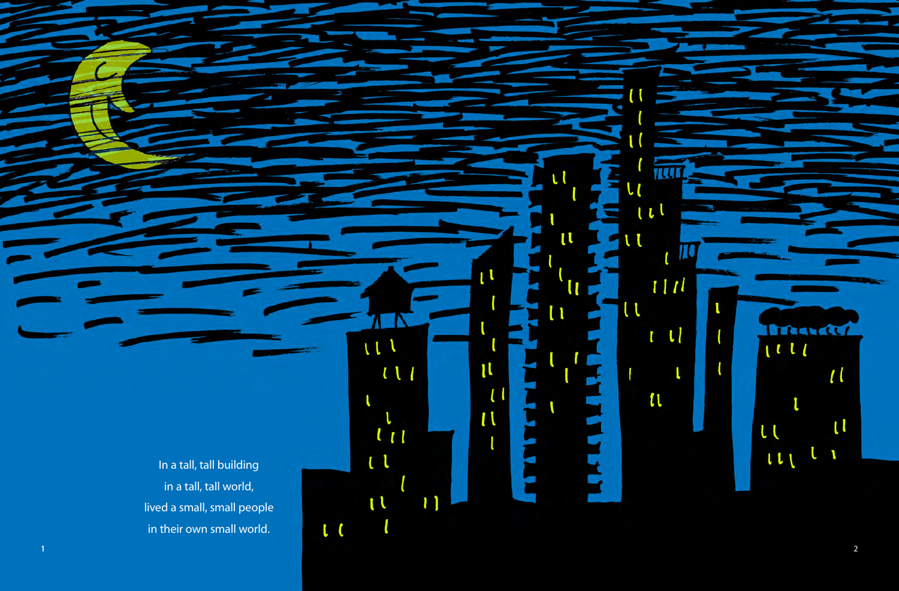In a tall, tall building
in a tall, tall world,
lived a small, small people
in their own small world.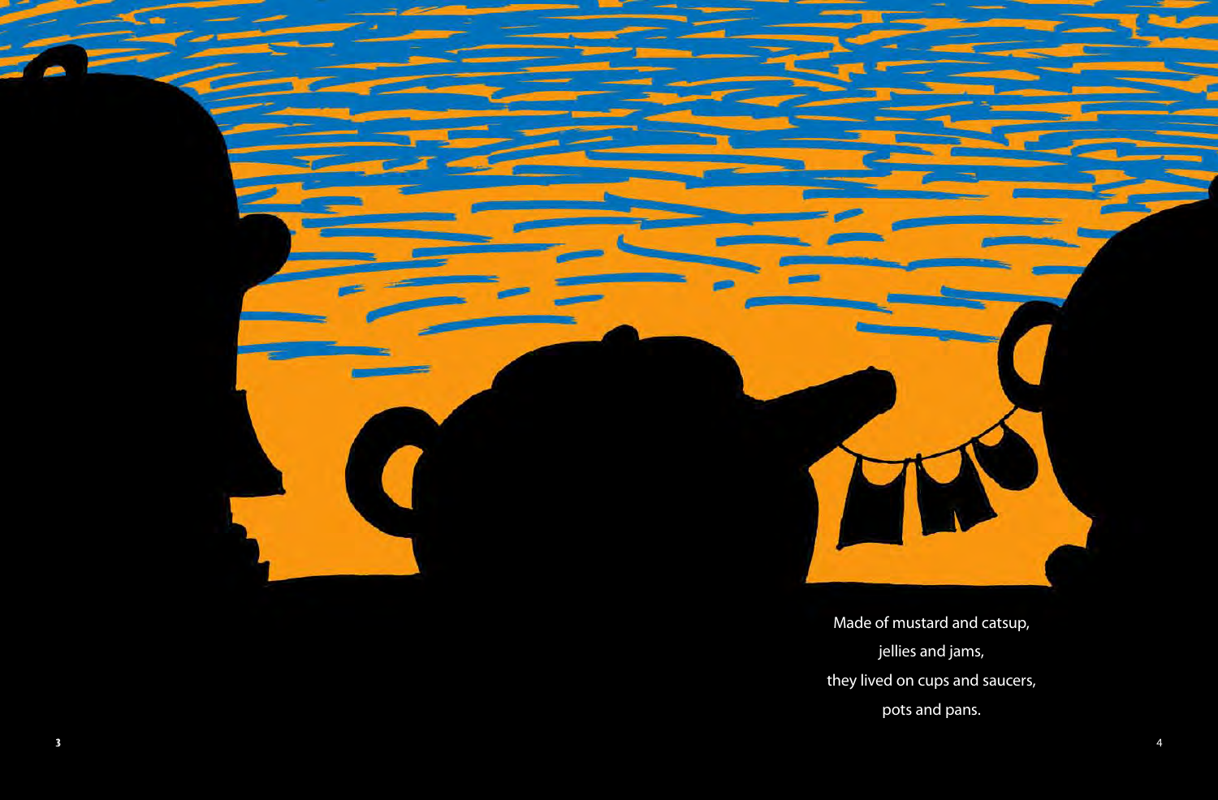Made of mustard and catsup,

jellies and jams,

they lived on cups and saucers,

pots and pans.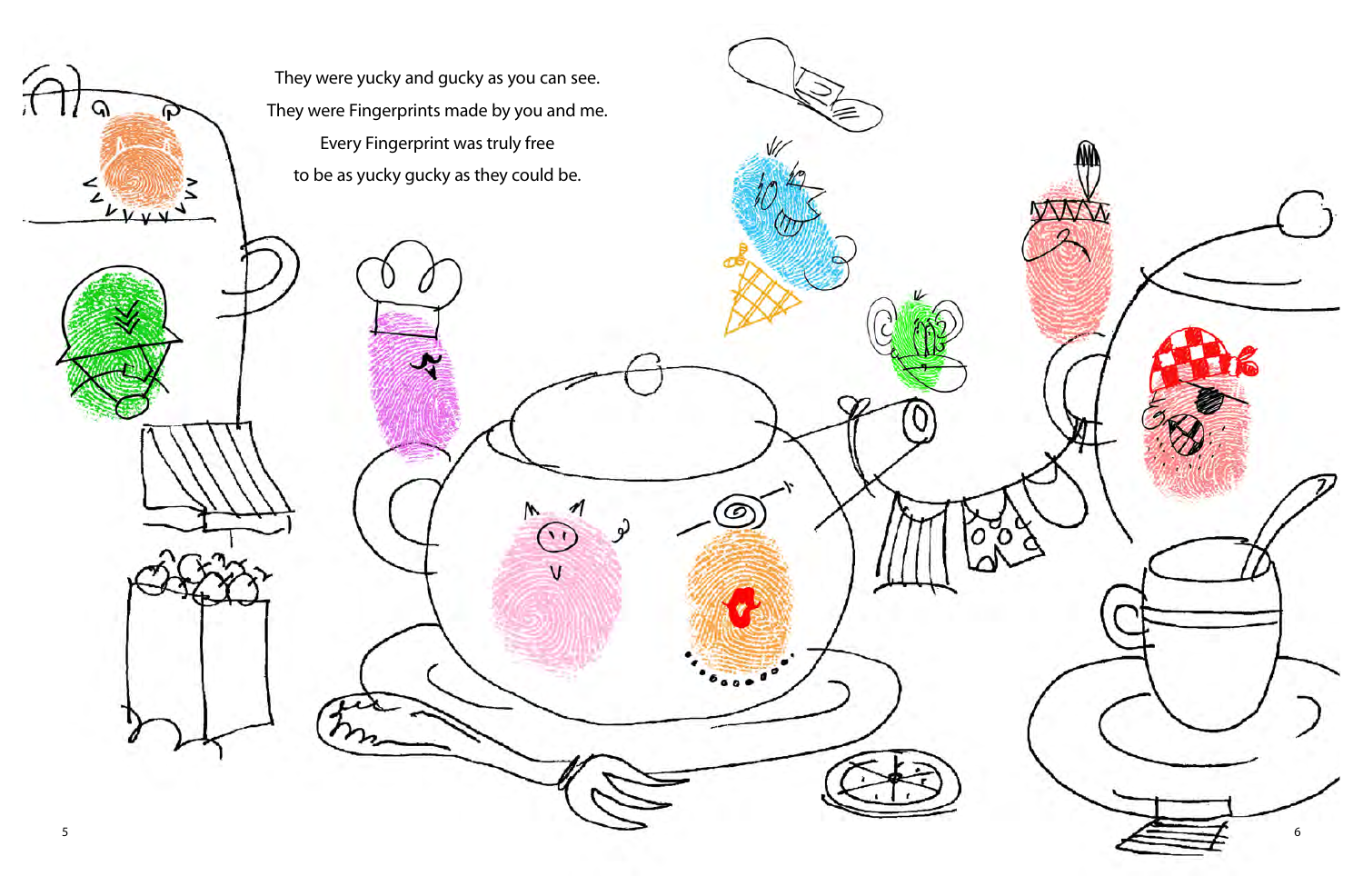They were yucky and gucky as you can see.
They were Fingerprints made by you and me.
Every Fingerprint was truly free
to be as yucky gucky as they could be.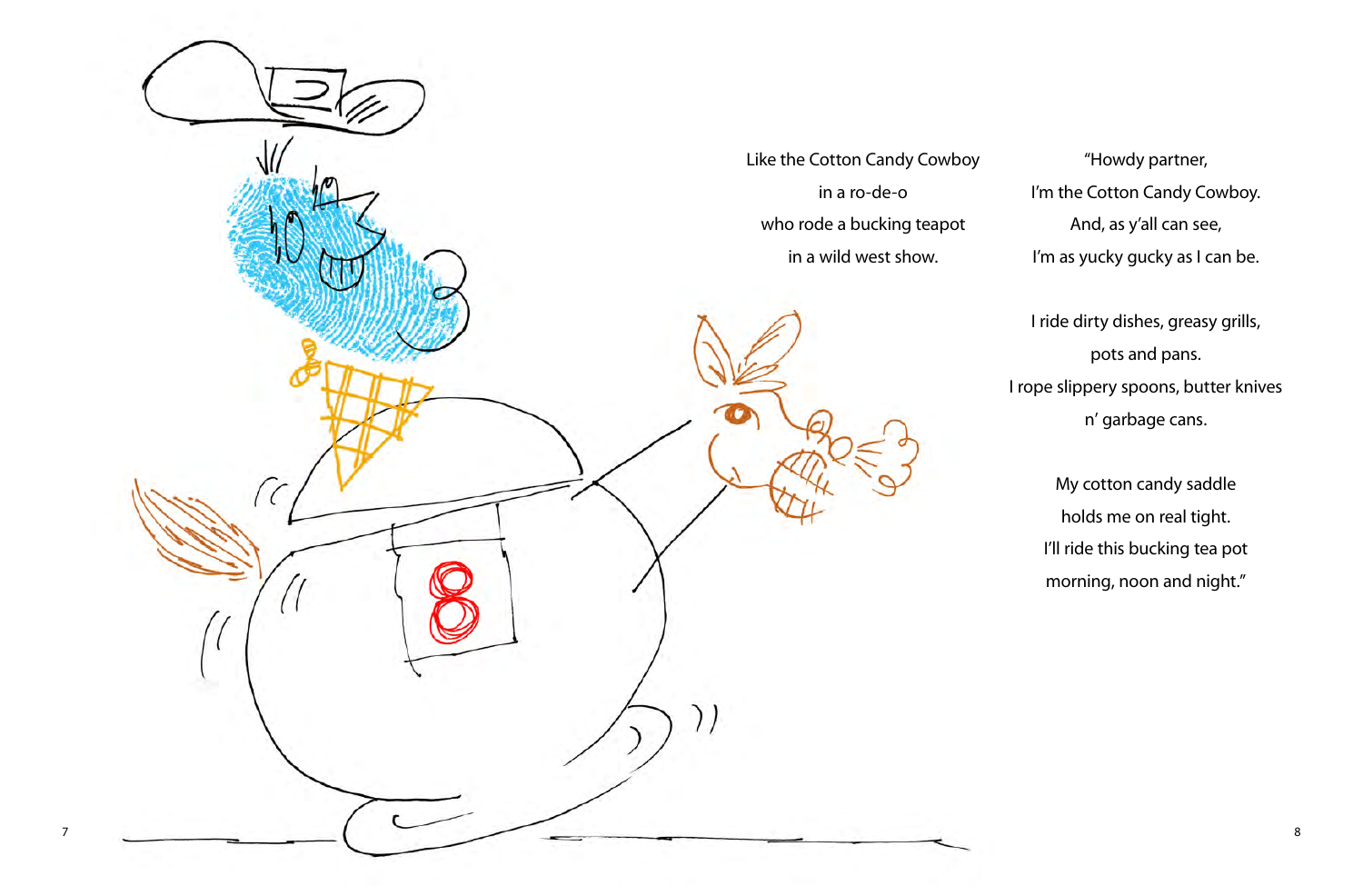Like the Cotton Candy Cowboy
in a ro-de-o
who rode a bucking teapot
in a wild west show.

"Howdy partner,
I'm the Cotton Candy Cowboy.
And, as y'all can see,
I'm as yucky gucky as I can be.

I ride dirty dishes, greasy grills,
pots and pans.
I rope slippery spoons, butter knives
n' garbage cans.

My cotton candy saddle
holds me on real tight.
I'll ride this bucking tea pot
morning, noon and night."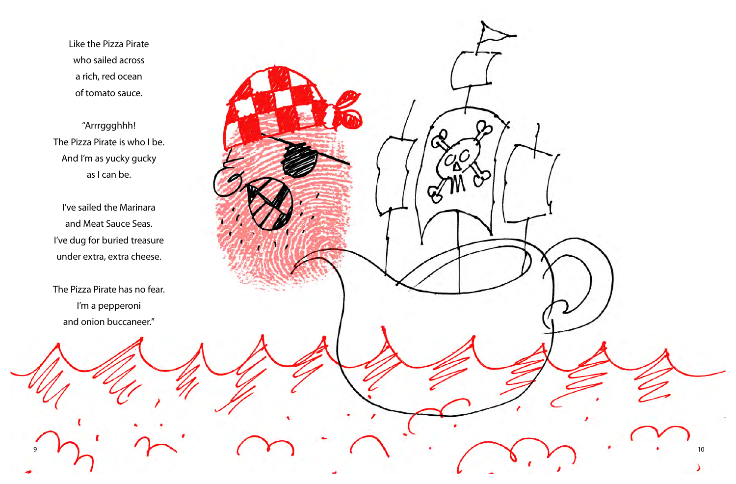Like the Pizza Pirate
who sailed across
a rich, red ocean
of tomato sauce.

"Arrrggghhh!
The Pizza Pirate is who I be.
And I'm as yucky gucky
as I can be.

I've sailed the Marinara
and Meat Sauce Seas.
I've dug for buried treasure
under extra, extra cheese.

The Pizza Pirate has no fear.
I'm a pepperoni
and onion buccaneer."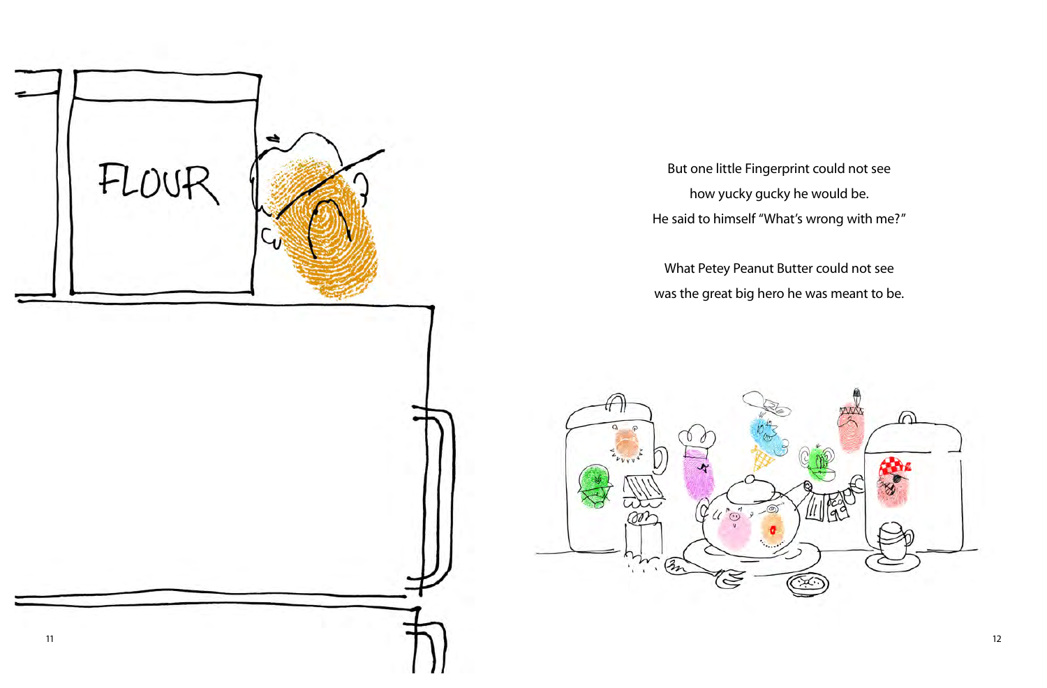But one little Fingerprint could not see

how yucky gucky he would be.

He said to himself "What's wrong with me?"

What Petey Peanut Butter could not see

was the great big hero he was meant to be.